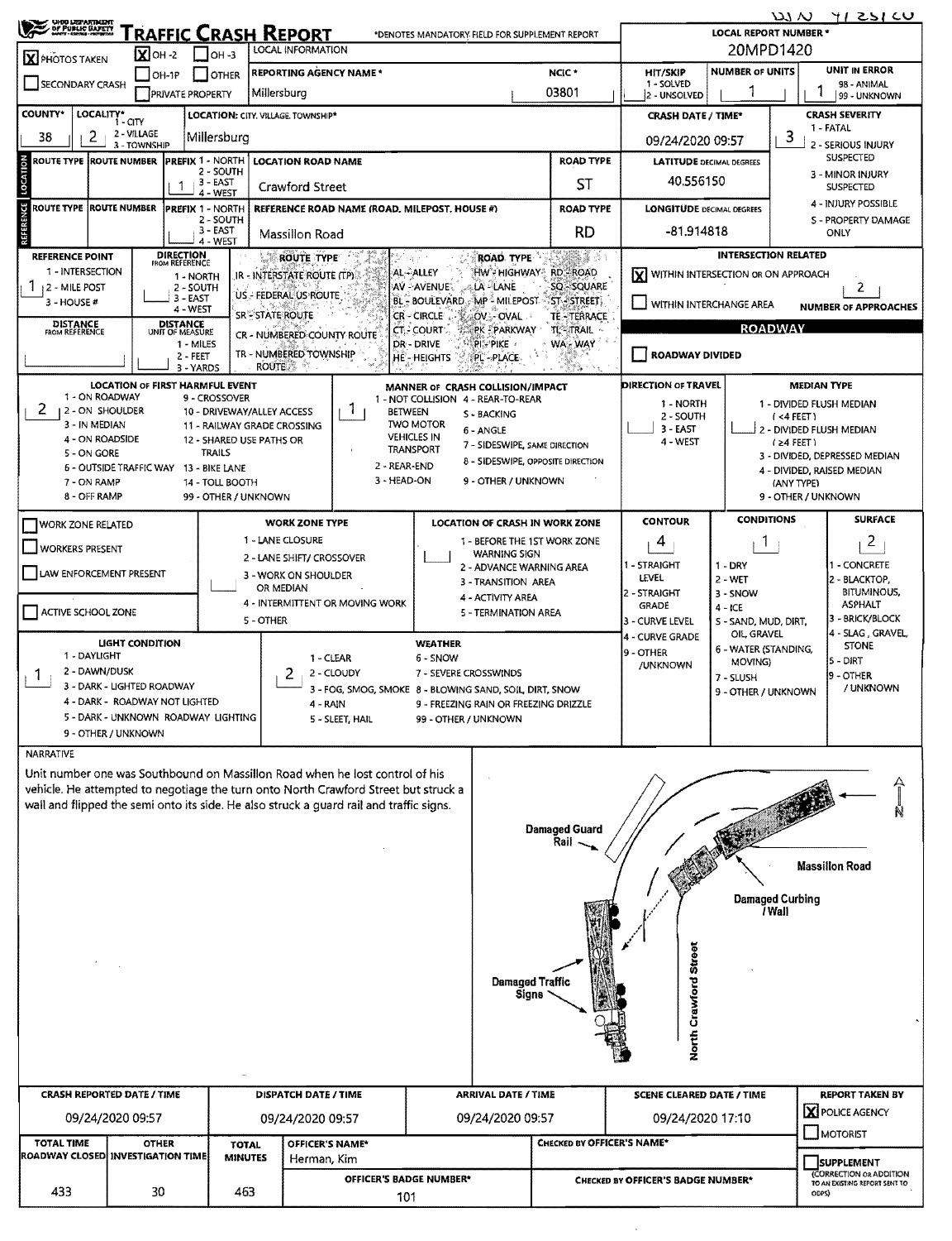# Traffic Crash Report

OHIO DEPARTMENT OF PUBLIC SAFETY

*DENOTES MANDATORY FIELD FOR SUPPLEMENT REPORT

LOCAL REPORT NUMBER *: 20MPD1420

DJN 4/25/20

| | |
|---|---|
| [X] PHOTOS TAKEN | [X] OH-2 [ ] OH-3 [ ] OH-1P [ ] OTHER |
| [ ] SECONDARY CRASH | [ ] PRIVATE PROPERTY |
| LOCAL INFORMATION | |
| REPORTING AGENCY NAME * | Millersburg |
| NCIC * | 03801 |
| HIT/SKIP (1 - SOLVED, 2 - UNSOLVED) | |
| NUMBER OF UNITS | 1 |
| UNIT IN ERROR (98 - ANIMAL, 99 - UNKNOWN) | 1 |
| COUNTY* | 38 |
| LOCALITY* (1 - CITY, 2 - VILLAGE, 3 - TOWNSHIP) | 2 |
| LOCATION: CITY, VILLAGE, TOWNSHIP* | Millersburg |
| CRASH DATE / TIME* | 09/24/2020 09:57 |
| CRASH SEVERITY (1 - FATAL, 2 - SERIOUS INJURY SUSPECTED, 3 - MINOR INJURY SUSPECTED, 4 - INJURY POSSIBLE, 5 - PROPERTY DAMAGE ONLY) | 3 |

## Location

| ROUTE TYPE | ROUTE NUMBER | PREFIX (1 - NORTH, 2 - SOUTH, 3 - EAST, 4 - WEST) | LOCATION ROAD NAME | ROAD TYPE | LATITUDE DECIMAL DEGREES |
|---|---|---|---|---|---|
| | | 1 | Crawford Street | ST | 40.556150 |

## Reference

| ROUTE TYPE | ROUTE NUMBER | PREFIX | REFERENCE ROAD NAME (ROAD, MILEPOST, HOUSE #) | ROAD TYPE | LONGITUDE DECIMAL DEGREES |
|---|---|---|---|---|---|
| | | | Massillon Road | RD | -81.914818 |

REFERENCE POINT (1 - INTERSECTION, 2 - MILE POST, 3 - HOUSE #): 1

DIRECTION FROM REFERENCE (1 - NORTH, 2 - SOUTH, 3 - EAST, 4 - WEST):

DISTANCE FROM REFERENCE:

DISTANCE UNIT OF MEASURE (1 - MILES, 2 - FEET, 3 - YARDS):

ROUTE TYPE: IR - INTERSTATE ROUTE (TP), US - FEDERAL US ROUTE, SR - STATE ROUTE, CR - NUMBERED COUNTY ROUTE, TR - NUMBERED TOWNSHIP ROUTE

ROAD TYPE: AL - ALLEY, AV - AVENUE, BL - BOULEVARD, CR - CIRCLE, CT - COURT, DR - DRIVE, HE - HEIGHTS, HW - HIGHWAY, LA - LANE, MP - MILEPOST, OV - OVAL, PK - PARKWAY, PI - PIKE, PL - PLACE, RD - ROAD, SQ - SQUARE, ST - STREET, TE - TERRACE, TL - TRAIL, WA - WAY

INTERSECTION RELATED: [X] WITHIN INTERSECTION OR ON APPROACH; [ ] WITHIN INTERCHANGE AREA

NUMBER OF APPROACHES: 2

## Roadway

[ ] ROADWAY DIVIDED

DIRECTION OF TRAVEL (1 - NORTH, 2 - SOUTH, 3 - EAST, 4 - WEST):

MEDIAN TYPE (1 - DIVIDED FLUSH MEDIAN (<4 FEET), 2 - DIVIDED FLUSH MEDIAN (≥4 FEET), 3 - DIVIDED, DEPRESSED MEDIAN, 4 - DIVIDED, RAISED MEDIAN (ANY TYPE), 9 - OTHER / UNKNOWN):

LOCATION OF FIRST HARMFUL EVENT: 2
1 - ON ROADWAY, 2 - ON SHOULDER, 3 - IN MEDIAN, 4 - ON ROADSIDE, 5 - ON GORE, 6 - OUTSIDE TRAFFIC WAY, 7 - ON RAMP, 8 - OFF RAMP, 9 - CROSSOVER, 10 - DRIVEWAY/ALLEY ACCESS, 11 - RAILWAY GRADE CROSSING, 12 - SHARED USE PATHS OR TRAILS, 13 - BIKE LANE, 14 - TOLL BOOTH, 99 - OTHER / UNKNOWN

MANNER OF CRASH COLLISION/IMPACT: 1
1 - NOT COLLISION BETWEEN TWO MOTOR VEHICLES IN TRANSPORT, 2 - REAR-END, 3 - HEAD-ON, 4 - REAR-TO-REAR, 5 - BACKING, 6 - ANGLE, 7 - SIDESWIPE, SAME DIRECTION, 8 - SIDESWIPE, OPPOSITE DIRECTION, 9 - OTHER / UNKNOWN

[ ] WORK ZONE RELATED
[ ] WORKERS PRESENT
[ ] LAW ENFORCEMENT PRESENT
[ ] ACTIVE SCHOOL ZONE

WORK ZONE TYPE: 1 - LANE CLOSURE, 2 - LANE SHIFT/ CROSSOVER, 3 - WORK ON SHOULDER OR MEDIAN, 4 - INTERMITTENT OR MOVING WORK, 5 - OTHER

LOCATION OF CRASH IN WORK ZONE: 1 - BEFORE THE 1ST WORK ZONE WARNING SIGN, 2 - ADVANCE WARNING AREA, 3 - TRANSITION AREA, 4 - ACTIVITY AREA, 5 - TERMINATION AREA

CONTOUR: 4 (1 - STRAIGHT LEVEL, 2 - STRAIGHT GRADE, 3 - CURVE LEVEL, 4 - CURVE GRADE, 9 - OTHER /UNKNOWN)

CONDITIONS: 1 (1 - DRY, 2 - WET, 3 - SNOW, 4 - ICE, 5 - SAND, MUD, DIRT, OIL, GRAVEL, 6 - WATER (STANDING, MOVING), 7 - SLUSH, 9 - OTHER / UNKNOWN)

SURFACE: 2 (1 - CONCRETE, 2 - BLACKTOP, BITUMINOUS, ASPHALT, 3 - BRICK/BLOCK, 4 - SLAG, GRAVEL, STONE, 5 - DIRT, 9 - OTHER / UNKNOWN)

LIGHT CONDITION: 1
1 - DAYLIGHT, 2 - DAWN/DUSK, 3 - DARK - LIGHTED ROADWAY, 4 - DARK - ROADWAY NOT LIGHTED, 5 - DARK - UNKNOWN ROADWAY LIGHTING, 9 - OTHER / UNKNOWN

WEATHER: 2
1 - CLEAR, 2 - CLOUDY, 3 - FOG, SMOG, SMOKE, 4 - RAIN, 5 - SLEET, HAIL, 6 - SNOW, 7 - SEVERE CROSSWINDS, 8 - BLOWING SAND, SOIL, DIRT, SNOW, 9 - FREEZING RAIN OR FREEZING DRIZZLE, 99 - OTHER / UNKNOWN

## Narrative

Unit number one was Southbound on Massillon Road when he lost control of his vehicle. He attempted to negotiage the turn onto North Crawford Street but struck a wall and flipped the semi onto its side. He also struck a guard rail and traffic signs.

Damaged Guard Rail

Massillon Road

Damaged Curbing / Wall

Damaged Traffic Signs

North Crawford Street

N

| CRASH REPORTED DATE / TIME | DISPATCH DATE / TIME | ARRIVAL DATE / TIME | SCENE CLEARED DATE / TIME | REPORT TAKEN BY |
|---|---|---|---|---|
| 09/24/2020 09:57 | 09/24/2020 09:57 | 09/24/2020 09:57 | 09/24/2020 17:10 | [X] POLICE AGENCY [ ] MOTORIST |

| TOTAL TIME ROADWAY CLOSED | OTHER INVESTIGATION TIME | TOTAL MINUTES | OFFICER'S NAME* | OFFICER'S BADGE NUMBER* | CHECKED BY OFFICER'S NAME* | CHECKED BY OFFICER'S BADGE NUMBER* |
|---|---|---|---|---|---|---|
| 433 | 30 | 463 | Herman, Kim | 101 | | |

[ ] SUPPLEMENT (CORRECTION OR ADDITION TO AN EXISTING REPORT SENT TO ODPS)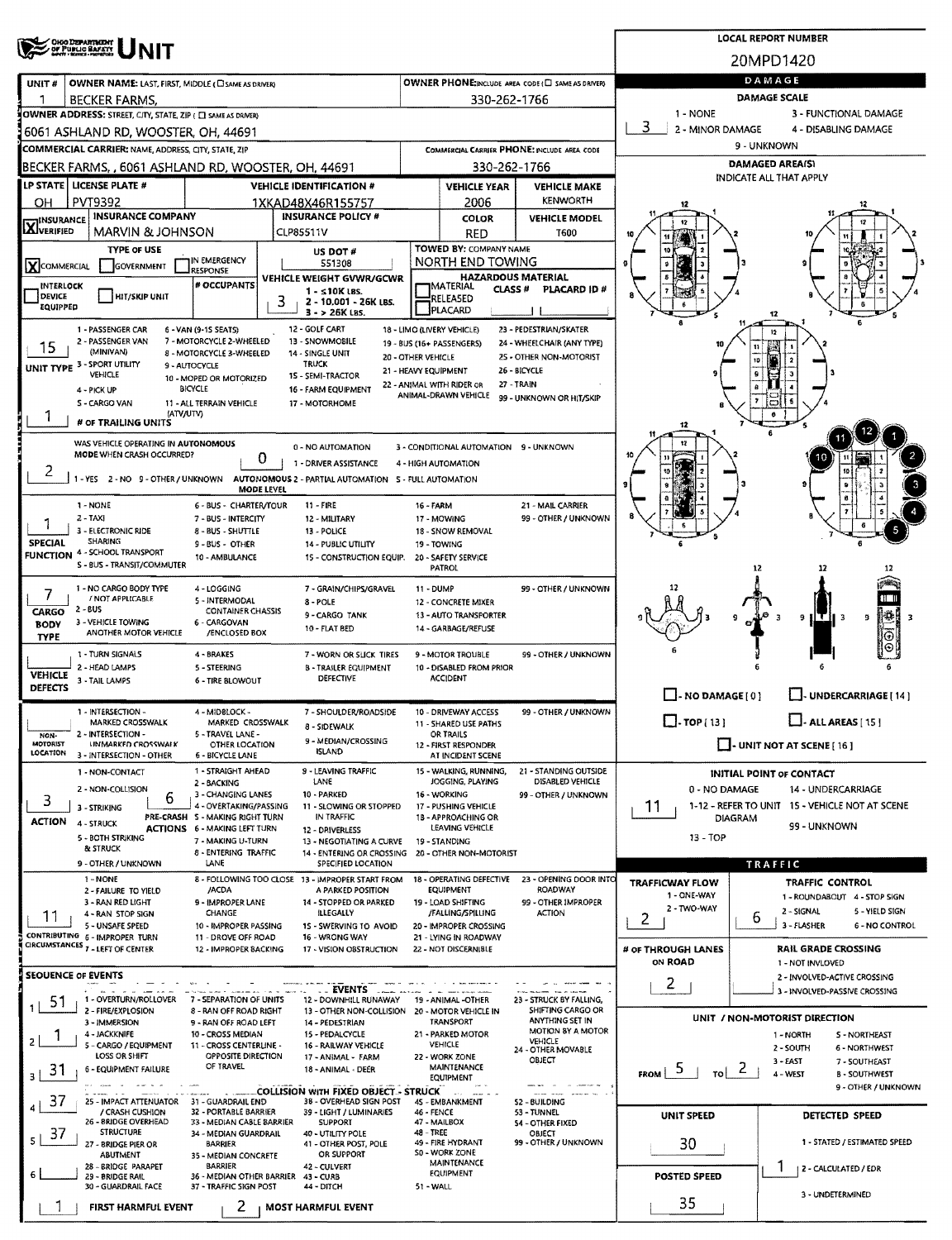# UNIT

**LOCAL REPORT NUMBER**
20MPD1420

| UNIT # | OWNER NAME: LAST, FIRST, MIDDLE (☐ SAME AS DRIVER) | OWNER PHONE: INCLUDE AREA CODE (☐ SAME AS DRIVER) |
|---|---|---|
| 1 | BECKER FARMS, | 330-262-1766 |

**OWNER ADDRESS:** STREET, CITY, STATE, ZIP (☐ SAME AS DRIVER)
6061 ASHLAND RD, WOOSTER, OH, 44691

**COMMERCIAL CARRIER:** NAME, ADDRESS, CITY, STATE, ZIP
BECKER FARMS, , 6061 ASHLAND RD, WOOSTER, OH, 44691

**COMMERCIAL CARRIER PHONE:** INCLUDE AREA CODE
330-262-1766

| LP STATE | LICENSE PLATE # | VEHICLE IDENTIFICATION # | VEHICLE YEAR | VEHICLE MAKE |
|---|---|---|---|---|
| OH | PVT9392 | 1XKAD48X46R155757 | 2006 | KENWORTH |

| INSURANCE VERIFIED | INSURANCE COMPANY | INSURANCE POLICY # | COLOR | VEHICLE MODEL |
|---|---|---|---|---|
| X | MARVIN & JOHNSON | CLP85511V | RED | T600 |

**TYPE OF USE:** X COMMERCIAL ☐ GOVERNMENT ☐ IN EMERGENCY RESPONSE
☐ INTERLOCK DEVICE EQUIPPED ☐ HIT/SKIP UNIT
**# OCCUPANTS**
**US DOT #:** 551308
**VEHICLE WEIGHT GVWR/GCWR:** 3 (1 - ≤10K LBS. 2 - 10,001 - 26K LBS. 3 - > 26K LBS.)
**TOWED BY:** COMPANY NAME: NORTH END TOWING
**HAZARDOUS MATERIAL:** ☐ MATERIAL CLASS # ☐ RELEASED ☐ PLACARD — PLACARD ID #

**UNIT TYPE:** 15
1 - PASSENGER CAR, 2 - PASSENGER VAN (MINIVAN), 3 - SPORT UTILITY VEHICLE, 4 - PICK UP, 5 - CARGO VAN, 6 - VAN (9-15 SEATS), 7 - MOTORCYCLE 2-WHEELED, 8 - MOTORCYCLE 3-WHEELED, 9 - AUTOCYCLE, 10 - MOPED OR MOTORIZED BICYCLE, 11 - ALL TERRAIN VEHICLE (ATV/UTV), 12 - GOLF CART, 13 - SNOWMOBILE, 14 - SINGLE UNIT TRUCK, 15 - SEMI-TRACTOR, 16 - FARM EQUIPMENT, 17 - MOTORHOME, 18 - LIMO (LIVERY VEHICLE), 19 - BUS (16+ PASSENGERS), 20 - OTHER VEHICLE, 21 - HEAVY EQUIPMENT, 22 - ANIMAL WITH RIDER OR ANIMAL-DRAWN VEHICLE, 23 - PEDESTRIAN/SKATER, 24 - WHEELCHAIR (ANY TYPE), 25 - OTHER NON-MOTORIST, 26 - BICYCLE, 27 - TRAIN, 99 - UNKNOWN OR HIT/SKIP

**# OF TRAILING UNITS:** 1

**WAS VEHICLE OPERATING IN AUTONOMOUS MODE WHEN CRASH OCCURRED?** 2
1 - YES 2 - NO 9 - OTHER / UNKNOWN

**AUTONOMOUS MODE LEVEL:** 0
0 - NO AUTOMATION, 1 - DRIVER ASSISTANCE, 2 - PARTIAL AUTOMATION, 3 - CONDITIONAL AUTOMATION, 4 - HIGH AUTOMATION, 5 - FULL AUTOMATION, 9 - UNKNOWN

**SPECIAL FUNCTION:** 1
1 - NONE, 2 - TAXI, 3 - ELECTRONIC RIDE SHARING, 4 - SCHOOL TRANSPORT, 5 - BUS - TRANSIT/COMMUTER, 6 - BUS - CHARTER/TOUR, 7 - BUS - INTERCITY, 8 - BUS - SHUTTLE, 9 - BUS - OTHER, 10 - AMBULANCE, 11 - FIRE, 12 - MILITARY, 13 - POLICE, 14 - PUBLIC UTILITY, 15 - CONSTRUCTION EQUIP., 16 - FARM, 17 - MOWING, 18 - SNOW REMOVAL, 19 - TOWING, 20 - SAFETY SERVICE PATROL, 21 - MAIL CARRIER, 99 - OTHER / UNKNOWN

**CARGO BODY TYPE:** 7
1 - NO CARGO BODY TYPE / NOT APPLICABLE, 2 - BUS, 3 - VEHICLE TOWING ANOTHER MOTOR VEHICLE, 4 - LOGGING, 5 - INTERMODAL CONTAINER CHASSIS, 6 - CARGOVAN /ENCLOSED BOX, 7 - GRAIN/CHIPS/GRAVEL, 8 - POLE, 9 - CARGO TANK, 10 - FLAT BED, 11 - DUMP, 12 - CONCRETE MIXER, 13 - AUTO TRANSPORTER, 14 - GARBAGE/REFUSE, 99 - OTHER / UNKNOWN

**VEHICLE DEFECTS:**
1 - TURN SIGNALS, 2 - HEAD LAMPS, 3 - TAIL LAMPS, 4 - BRAKES, 5 - STEERING, 6 - TIRE BLOWOUT, 7 - WORN OR SLICK TIRES, 8 - TRAILER EQUIPMENT DEFECTIVE, 9 - MOTOR TROUBLE, 10 - DISABLED FROM PRIOR ACCIDENT, 99 - OTHER / UNKNOWN

**NON-MOTORIST LOCATION:**
1 - INTERSECTION - MARKED CROSSWALK, 2 - INTERSECTION - UNMARKED CROSSWALK, 3 - INTERSECTION - OTHER, 4 - MIDBLOCK - MARKED CROSSWALK, 5 - TRAVEL LANE - OTHER LOCATION, 6 - BICYCLE LANE, 7 - SHOULDER/ROADSIDE, 8 - SIDEWALK, 9 - MEDIAN/CROSSING ISLAND, 10 - DRIVEWAY ACCESS, 11 - SHARED USE PATHS OR TRAILS, 12 - FIRST RESPONDER AT INCIDENT SCENE, 99 - OTHER / UNKNOWN

**ACTION:** 3
1 - NON-CONTACT, 2 - NON-COLLISION, 3 - STRIKING, 4 - STRUCK, 5 - BOTH STRIKING & STRUCK, 9 - OTHER / UNKNOWN

**PRE-CRASH ACTIONS:** 6
1 - STRAIGHT AHEAD, 2 - BACKING, 3 - CHANGING LANES, 4 - OVERTAKING/PASSING, 5 - MAKING RIGHT TURN, 6 - MAKING LEFT TURN, 7 - MAKING U-TURN, 8 - ENTERING TRAFFIC LANE, 9 - LEAVING TRAFFIC LANE, 10 - PARKED, 11 - SLOWING OR STOPPED IN TRAFFIC, 12 - DRIVERLESS, 13 - NEGOTIATING A CURVE, 14 - ENTERING OR CROSSING SPECIFIED LOCATION, 15 - WALKING, RUNNING, JOGGING, PLAYING, 16 - WORKING, 17 - PUSHING VEHICLE, 18 - APPROACHING OR LEAVING VEHICLE, 19 - STANDING, 20 - OTHER NON-MOTORIST, 21 - STANDING OUTSIDE DISABLED VEHICLE, 99 - OTHER / UNKNOWN

**CONTRIBUTING CIRCUMSTANCES:** 11
1 - NONE, 2 - FAILURE TO YIELD, 3 - RAN RED LIGHT, 4 - RAN STOP SIGN, 5 - UNSAFE SPEED, 6 - IMPROPER TURN, 7 - LEFT OF CENTER, 8 - FOLLOWING TOO CLOSE /ACDA, 9 - IMPROPER LANE CHANGE, 10 - IMPROPER PASSING, 11 - DROVE OFF ROAD, 12 - IMPROPER BACKING, 13 - IMPROPER START FROM A PARKED POSITION, 14 - STOPPED OR PARKED ILLEGALLY, 15 - SWERVING TO AVOID, 16 - WRONG WAY, 17 - VISION OBSTRUCTION, 18 - OPERATING DEFECTIVE EQUIPMENT, 19 - LOAD SHIFTING /FALLING/SPILLING, 20 - IMPROPER CROSSING, 21 - LYING IN ROADWAY, 22 - NOT DISCERNIBLE, 23 - OPENING DOOR INTO ROADWAY, 99 - OTHER IMPROPER ACTION

## SEQUENCE OF EVENTS

| # | Event |
|---|---|
| 1 | 51 |
| 2 | 1 |
| 3 | 31 |
| 4 | 37 |
| 5 | 37 |
| 6 | |

**EVENTS:** 1 - OVERTURN/ROLLOVER, 2 - FIRE/EXPLOSION, 3 - IMMERSION, 4 - JACKKNIFE, 5 - CARGO / EQUIPMENT LOSS OR SHIFT, 6 - EQUIPMENT FAILURE, 7 - SEPARATION OF UNITS, 8 - RAN OFF ROAD RIGHT, 9 - RAN OFF ROAD LEFT, 10 - CROSS MEDIAN, 11 - CROSS CENTERLINE - OPPOSITE DIRECTION OF TRAVEL, 12 - DOWNHILL RUNAWAY, 13 - OTHER NON-COLLISION, 14 - PEDESTRIAN, 15 - PEDALCYCLE, 16 - RAILWAY VEHICLE, 17 - ANIMAL - FARM, 18 - ANIMAL - DEER, 19 - ANIMAL -OTHER, 20 - MOTOR VEHICLE IN TRANSPORT, 21 - PARKED MOTOR VEHICLE, 22 - WORK ZONE MAINTENANCE EQUIPMENT, 23 - STRUCK BY FALLING, SHIFTING CARGO OR ANYTHING SET IN MOTION BY A MOTOR VEHICLE, 24 - OTHER MOVABLE OBJECT

**COLLISION WITH FIXED OBJECT - STRUCK:** 25 - IMPACT ATTENUATOR / CRASH CUSHION, 26 - BRIDGE OVERHEAD STRUCTURE, 27 - BRIDGE PIER OR ABUTMENT, 28 - BRIDGE PARAPET, 29 - BRIDGE RAIL, 30 - GUARDRAIL FACE, 31 - GUARDRAIL END, 32 - PORTABLE BARRIER, 33 - MEDIAN CABLE BARRIER, 34 - MEDIAN GUARDRAIL BARRIER, 35 - MEDIAN CONCRETE BARRIER, 36 - MEDIAN OTHER BARRIER, 37 - TRAFFIC SIGN POST, 38 - OVERHEAD SIGN POST, 39 - LIGHT / LUMINARIES SUPPORT, 40 - UTILITY POLE, 41 - OTHER POST, POLE OR SUPPORT, 42 - CULVERT, 43 - CURB, 44 - DITCH, 45 - EMBANKMENT, 46 - FENCE, 47 - MAILBOX, 48 - TREE, 49 - FIRE HYDRANT, 50 - WORK ZONE MAINTENANCE EQUIPMENT, 51 - WALL, 52 - BUILDING, 53 - TUNNEL, 54 - OTHER FIXED OBJECT, 99 - OTHER / UNKNOWN

**FIRST HARMFUL EVENT:** 1 **MOST HARMFUL EVENT:** 2

## DAMAGE

**DAMAGE SCALE:** 3
1 - NONE, 2 - MINOR DAMAGE, 3 - FUNCTIONAL DAMAGE, 4 - DISABLING DAMAGE, 9 - UNKNOWN

**DAMAGED AREA(S)** — INDICATE ALL THAT APPLY: 10, 11, 12, 1, 2, 3, 4, 5

☐ NO DAMAGE [0] ☐ UNDERCARRIAGE [14] ☐ TOP [13] ☐ ALL AREAS [15] ☐ UNIT NOT AT SCENE [16]

**INITIAL POINT OF CONTACT:** 11
0 - NO DAMAGE, 1-12 - REFER TO UNIT DIAGRAM, 13 - TOP, 14 - UNDERCARRIAGE, 15 - VEHICLE NOT AT SCENE, 99 - UNKNOWN

## TRAFFIC

**TRAFFICWAY FLOW:** 2 (1 - ONE-WAY, 2 - TWO-WAY)
**TRAFFIC CONTROL:** 6 (1 - ROUNDABOUT, 2 - SIGNAL, 3 - FLASHER, 4 - STOP SIGN, 5 - YIELD SIGN, 6 - NO CONTROL)
**# OF THROUGH LANES ON ROAD:** 2
**RAIL GRADE CROSSING:** 1 - NOT INVOLVED, 2 - INVOLVED-ACTIVE CROSSING, 3 - INVOLVED-PASSIVE CROSSING

**UNIT / NON-MOTORIST DIRECTION:** FROM 5 TO 2
1 - NORTH, 2 - SOUTH, 3 - EAST, 4 - WEST, 5 - NORTHEAST, 6 - NORTHWEST, 7 - SOUTHEAST, 8 - SOUTHWEST, 9 - OTHER / UNKNOWN

**UNIT SPEED:** 30
**POSTED SPEED:** 35
**DETECTED SPEED:** 1 (1 - STATED / ESTIMATED SPEED, 2 - CALCULATED / EDR, 3 - UNDETERMINED)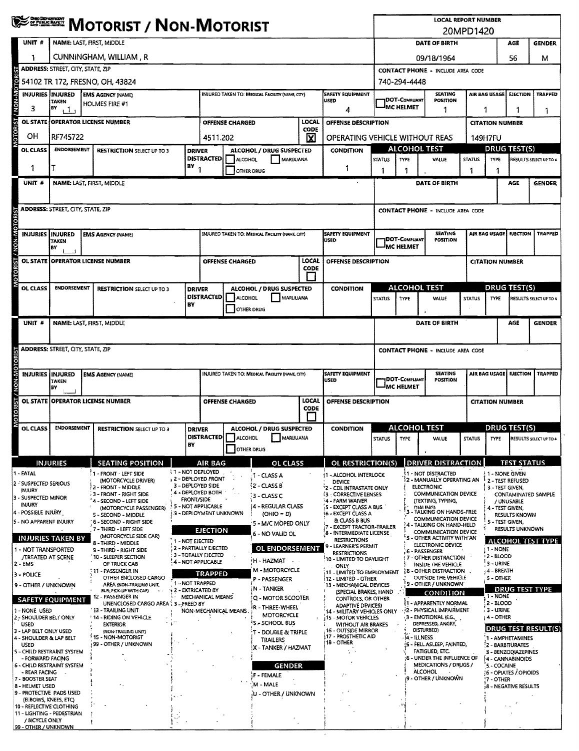# MOTORIST / NON-MOTORIST

**LOCAL REPORT NUMBER:** 20MPD1420

## Unit 1

| UNIT # | NAME: LAST, FIRST, MIDDLE | DATE OF BIRTH | AGE | GENDER |
|---|---|---|---|---|
| 1 | CUNNINGHAM, WILLIAM, R | 09/18/1964 | 56 | M |

| ADDRESS: STREET, CITY, STATE, ZIP | CONTACT PHONE - INCLUDE AREA CODE |
|---|---|
| 54102 TR 172, FRESNO, OH, 43824 | 740-294-4448 |

| INJURIES | INJURED TAKEN BY | EMS AGENCY (NAME) | INJURED TAKEN TO: MEDICAL FACILITY (NAME, CITY) | SAFETY EQUIPMENT USED | DOT-COMPLIANT MC HELMET | SEATING POSITION | AIR BAG USAGE | EJECTION | TRAPPED |
|---|---|---|---|---|---|---|---|---|---|
| 3 | 1 | HOLMES FIRE #1 | | 4 | | 1 | 1 | 1 | 1 |

| OL STATE | OPERATOR LICENSE NUMBER | OFFENSE CHARGED | LOCAL CODE | OFFENSE DESCRIPTION | CITATION NUMBER |
|---|---|---|---|---|---|
| OH | RF745722 | 4511.202 | X | OPERATING VEHICLE WITHOUT REAS | 149H7FU |

| OL CLASS | ENDORSEMENT | RESTRICTION SELECT UP TO 3 | DRIVER DISTRACTED BY | ALCOHOL / DRUG SUSPECTED | CONDITION | ALCOHOL TEST STATUS | ALCOHOL TEST TYPE | ALCOHOL TEST VALUE | DRUG TEST STATUS | DRUG TEST TYPE | DRUG TEST RESULTS SELECT UP TO 4 |
|---|---|---|---|---|---|---|---|---|---|---|---|
| 1 | T | | 1 | ☐ ALCOHOL ☐ MARIJUANA ☐ OTHER DRUG | 1 | 1 | 1 | . | 1 | 1 | |

## Unit (blank)

| UNIT # | NAME: LAST, FIRST, MIDDLE | DATE OF BIRTH | AGE | GENDER |
|---|---|---|---|---|
| | | | | |

ADDRESS: STREET, CITY, STATE, ZIP — CONTACT PHONE - INCLUDE AREA CODE

INJURIES | INJURED TAKEN BY | EMS AGENCY (NAME) | INJURED TAKEN TO: MEDICAL FACILITY (NAME, CITY) | SAFETY EQUIPMENT USED | DOT-COMPLIANT MC HELMET | SEATING POSITION | AIR BAG USAGE | EJECTION | TRAPPED

OL STATE | OPERATOR LICENSE NUMBER | OFFENSE CHARGED | LOCAL CODE ☐ | OFFENSE DESCRIPTION | CITATION NUMBER

OL CLASS | ENDORSEMENT | RESTRICTION SELECT UP TO 3 | DRIVER DISTRACTED BY | ALCOHOL / DRUG SUSPECTED ☐ ALCOHOL ☐ MARIJUANA ☐ OTHER DRUG | CONDITION | ALCOHOL TEST: STATUS, TYPE, VALUE | DRUG TEST(S): STATUS, TYPE, RESULTS SELECT UP TO 4

## Unit (blank)

| UNIT # | NAME: LAST, FIRST, MIDDLE | DATE OF BIRTH | AGE | GENDER |
|---|---|---|---|---|
| | | | | |

ADDRESS: STREET, CITY, STATE, ZIP — CONTACT PHONE - INCLUDE AREA CODE

INJURIES | INJURED TAKEN BY | EMS AGENCY (NAME) | INJURED TAKEN TO: MEDICAL FACILITY (NAME, CITY) | SAFETY EQUIPMENT USED | DOT-COMPLIANT MC HELMET | SEATING POSITION | AIR BAG USAGE | EJECTION | TRAPPED

OL STATE | OPERATOR LICENSE NUMBER | OFFENSE CHARGED | LOCAL CODE ☐ | OFFENSE DESCRIPTION | CITATION NUMBER

OL CLASS | ENDORSEMENT | RESTRICTION SELECT UP TO 3 | DRIVER DISTRACTED BY | ALCOHOL / DRUG SUSPECTED ☐ ALCOHOL ☐ MARIJUANA ☐ OTHER DRUG | CONDITION | ALCOHOL TEST: STATUS, TYPE, VALUE | DRUG TEST(S): STATUS, TYPE, RESULTS SELECT UP TO 4

## Codes

### INJURIES
1 - FATAL
2 - SUSPECTED SERIOUS INJURY
3 - SUSPECTED MINOR INJURY
4 - POSSIBLE INJURY
5 - NO APPARENT INJURY

### INJURIES TAKEN BY
1 - NOT TRANSPORTED /TREATED AT SCENE
2 - EMS
3 - POLICE
9 - OTHER / UNKNOWN

### SAFETY EQUIPMENT
1 - NONE USED
2 - SHOULDER BELT ONLY USED
3 - LAP BELT ONLY USED
4 - SHOULDER & LAP BELT USED
5 - CHILD RESTRAINT SYSTEM - FORWARD FACING
6 - CHILD RESTRAINT SYSTEM - REAR FACING
7 - BOOSTER SEAT
8 - HELMET USED
9 - PROTECTIVE PADS USED (ELBOWS, KNEES, ETC)
10 - REFLECTIVE CLOTHING
11 - LIGHTING - PEDESTRIAN / BICYCLE ONLY
99 - OTHER / UNKNOWN

### SEATING POSITION
1 - FRONT - LEFT SIDE (MOTORCYCLE DRIVER)
2 - FRONT - MIDDLE
3 - FRONT - RIGHT SIDE
4 - SECOND - LEFT SIDE (MOTORCYCLE PASSENGER)
5 - SECOND - MIDDLE
6 - SECOND - RIGHT SIDE
7 - THIRD - LEFT SIDE (MOTORCYCLE SIDE CAR)
8 - THIRD - MIDDLE
9 - THIRD - RIGHT SIDE
10 - SLEEPER SECTION OF TRUCK CAB
11 - PASSENGER IN OTHER ENCLOSED CARGO AREA (NON-TRAILING UNIT, BUS, PICK-UP WITH CAP)
12 - PASSENGER IN UNENCLOSED CARGO AREA
13 - TRAILING UNIT
14 - RIDING ON VEHICLE EXTERIOR (NON-TRAILING UNIT)
15 - NON-MOTORIST
99 - OTHER / UNKNOWN

### AIR BAG
1 - NOT DEPLOYED
2 - DEPLOYED FRONT
3 - DEPLOYED SIDE
4 - DEPLOYED BOTH FRONT/SIDE
5 - NOT APPLICABLE
9 - DEPLOYMENT UNKNOWN

### EJECTION
1 - NOT EJECTED
2 - PARTIALLY EJECTED
3 - TOTALLY EJECTED
4 - NOT APPLICABLE

### TRAPPED
1 - NOT TRAPPED
2 - EXTRICATED BY MECHANICAL MEANS
3 - FREED BY NON-MECHANICAL MEANS

### OL CLASS
1 - CLASS A
2 - CLASS B
3 - CLASS C
4 - REGULAR CLASS (OHIO = D)
5 - M/C MOPED ONLY
6 - NO VALID OL

### OL ENDORSEMENT
H - HAZMAT
M - MOTORCYCLE
P - PASSENGER
N - TANKER
Q - MOTOR SCOOTER
R - THREE-WHEEL MOTORCYCLE
S - SCHOOL BUS
T - DOUBLE & TRIPLE TRAILERS
X - TANKER / HAZMAT

### GENDER
F - FEMALE
M - MALE
U - OTHER / UNKNOWN

### OL RESTRICTION(S)
1 - ALCOHOL INTERLOCK DEVICE
2 - CDL INTRASTATE ONLY
3 - CORRECTIVE LENSES
4 - FARM WAIVER
5 - EXCEPT CLASS A BUS
6 - EXCEPT CLASS A & CLASS B BUS
7 - EXCEPT TRACTOR-TRAILER
8 - INTERMEDIATE LICENSE RESTRICTIONS
9 - LEARNER'S PERMIT RESTRICTIONS
10 - LIMITED TO DAYLIGHT ONLY
11 - LIMITED TO EMPLOYMENT
12 - LIMITED - OTHER
13 - MECHANICAL DEVICES (SPECIAL BRAKES, HAND CONTROLS, OR OTHER ADAPTIVE DEVICES)
14 - MILITARY VEHICLES ONLY
15 - MOTOR VEHICLES WITHOUT AIR BRAKES
16 - OUTSIDE MIRROR
17 - PROSTHETIC AID
18 - OTHER

### DRIVER DISTRACTION
1 - NOT DISTRACTED
2 - MANUALLY OPERATING AN ELECTRONIC COMMUNICATION DEVICE (TEXTING, TYPING, DIALING)
3 - TALKING ON HANDS-FREE COMMUNICATION DEVICE
4 - TALKING ON HAND-HELD COMMUNICATION DEVICE
5 - OTHER ACTIVITY WITH AN ELECTRONIC DEVICE
6 - PASSENGER
7 - OTHER DISTRACTION INSIDE THE VEHICLE
8 - OTHER DISTRACTION OUTSIDE THE VEHICLE
9 - OTHER / UNKNOWN

### CONDITION
1 - APPARENTLY NORMAL
2 - PHYSICAL IMPAIRMENT
3 - EMOTIONAL (E.G., DEPRESSED, ANGRY, DISTURBED)
4 - ILLNESS
5 - FELL ASLEEP, FAINTED, FATIGUED, ETC.
6 - UNDER THE INFLUENCE OF MEDICATIONS / DRUGS / ALCOHOL
9 - OTHER / UNKNOWN

### TEST STATUS
1 - NONE GIVEN
2 - TEST REFUSED
3 - TEST GIVEN, CONTAMINATED SAMPLE / UNUSABLE
4 - TEST GIVEN, RESULTS KNOWN
5 - TEST GIVEN, RESULTS UNKNOWN

### ALCOHOL TEST TYPE
1 - NONE
2 - BLOOD
3 - URINE
4 - BREATH
5 - OTHER

### DRUG TEST TYPE
1 - NONE
2 - BLOOD
3 - URINE
4 - OTHER

### DRUG TEST RESULT(S)
1 - AMPHETAMINES
2 - BARBITURATES
3 - BENZODIAZEPINES
4 - CANNABINOIDS
5 - COCAINE
6 - OPIATES / OPIOIDS
7 - OTHER
8 - NEGATIVE RESULTS